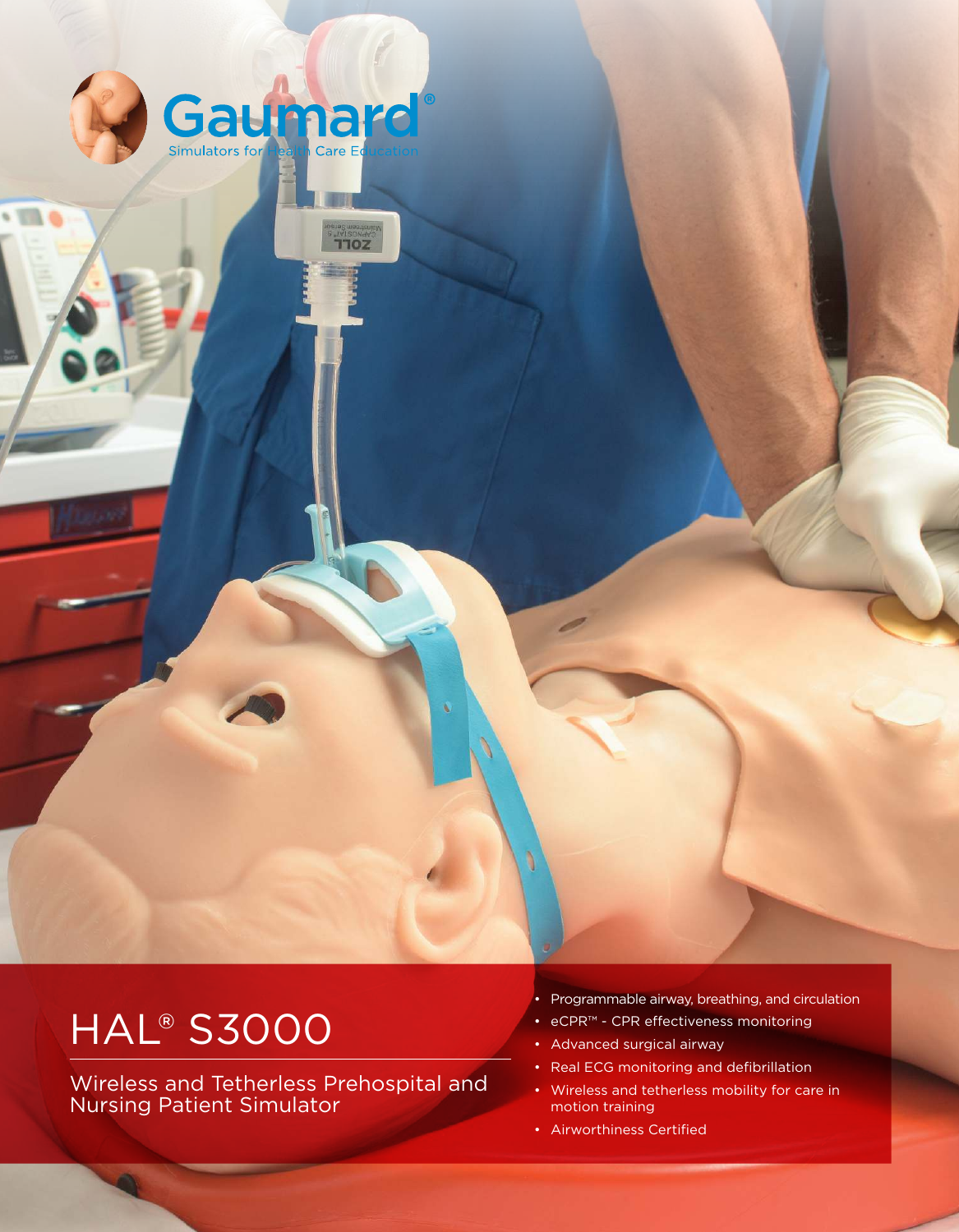Gaumard®

Simulators for Health Care Education

# HAL® S3000

## Wireless and Tetherless Prehospital and Nursing Patient Simulator

- Programmable airway, breathing, and circulation
- eCPR™ - CPR effectiveness monitoring
- Advanced surgical airway
- Real ECG monitoring and defibrillation
- Wireless and tetherless mobility for care in motion training
- Airworthiness Certified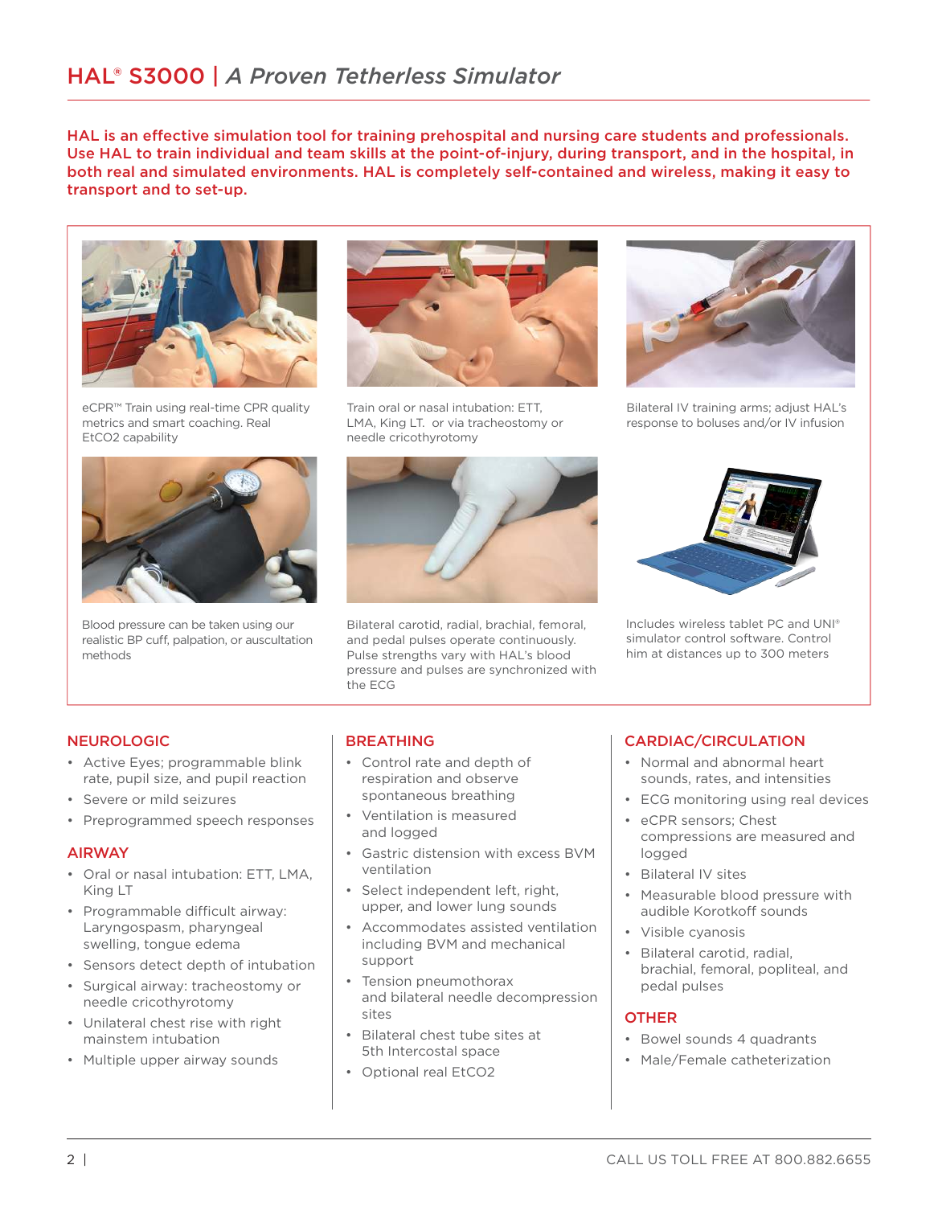# HAL® S3000 | *A Proven Tetherless Simulator*

**HAL is an effective simulation tool for training prehospital and nursing care students and professionals. Use HAL to train individual and team skills at the point-of-injury, during transport, and in the hospital, in both real and simulated environments. HAL is completely self-contained and wireless, making it easy to transport and to set-up.**

eCPR™ Train using real-time CPR quality metrics and smart coaching. Real EtCO2 capability

Train oral or nasal intubation: ETT, LMA, King LT. or via tracheostomy or needle cricothyrotomy

Bilateral IV training arms; adjust HAL's response to boluses and/or IV infusion

Blood pressure can be taken using our realistic BP cuff, palpation, or auscultation methods

Bilateral carotid, radial, brachial, femoral, and pedal pulses operate continuously. Pulse strengths vary with HAL's blood pressure and pulses are synchronized with the ECG

Includes wireless tablet PC and UNI® simulator control software. Control him at distances up to 300 meters

## NEUROLOGIC

- Active Eyes; programmable blink rate, pupil size, and pupil reaction
- Severe or mild seizures
- Preprogrammed speech responses

## AIRWAY

- Oral or nasal intubation: ETT, LMA, King LT
- Programmable difficult airway: Laryngospasm, pharyngeal swelling, tongue edema
- Sensors detect depth of intubation
- Surgical airway: tracheostomy or needle cricothyrotomy
- Unilateral chest rise with right mainstem intubation
- Multiple upper airway sounds

## BREATHING

- Control rate and depth of respiration and observe spontaneous breathing
- Ventilation is measured and logged
- Gastric distension with excess BVM ventilation
- Select independent left, right, upper, and lower lung sounds
- Accommodates assisted ventilation including BVM and mechanical support
- Tension pneumothorax and bilateral needle decompression sites
- Bilateral chest tube sites at 5th Intercostal space
- Optional real EtCO2

## CARDIAC/CIRCULATION

- Normal and abnormal heart sounds, rates, and intensities
- ECG monitoring using real devices
- eCPR sensors; Chest compressions are measured and logged
- Bilateral IV sites
- Measurable blood pressure with audible Korotkoff sounds
- Visible cyanosis
- Bilateral carotid, radial, brachial, femoral, popliteal, and pedal pulses

## OTHER

- Bowel sounds 4 quadrants
- Male/Female catheterization

CALL US TOLL FREE AT 800.882.6655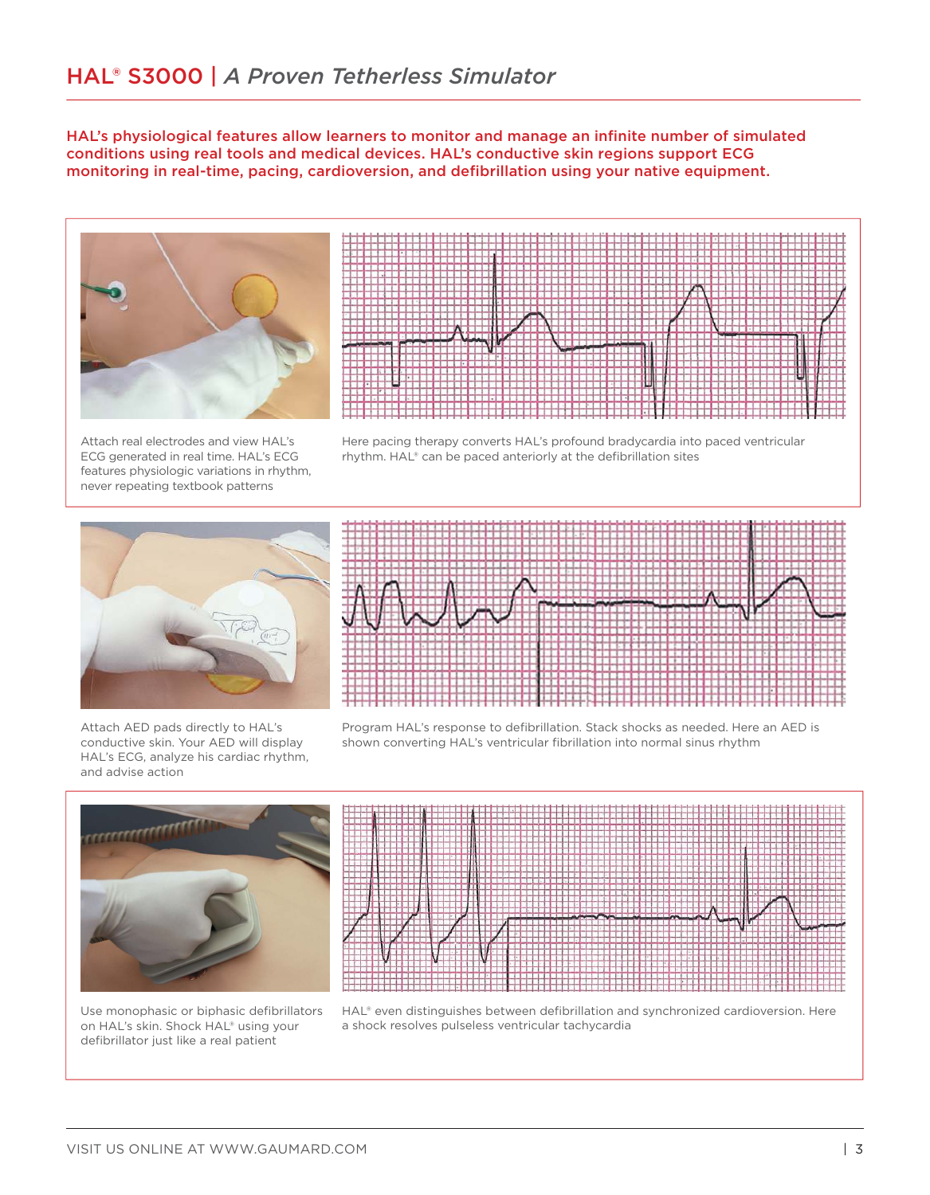# HAL® S3000 | *A Proven Tetherless Simulator*

**HAL's physiological features allow learners to monitor and manage an infinite number of simulated conditions using real tools and medical devices. HAL's conductive skin regions support ECG monitoring in real-time, pacing, cardioversion, and defibrillation using your native equipment.**

Attach real electrodes and view HAL's ECG generated in real time. HAL's ECG features physiologic variations in rhythm, never repeating textbook patterns

Here pacing therapy converts HAL's profound bradycardia into paced ventricular rhythm. HAL® can be paced anteriorly at the defibrillation sites

Attach AED pads directly to HAL's conductive skin. Your AED will display HAL's ECG, analyze his cardiac rhythm, and advise action

Program HAL's response to defibrillation. Stack shocks as needed. Here an AED is shown converting HAL's ventricular fibrillation into normal sinus rhythm

Use monophasic or biphasic defibrillators on HAL's skin. Shock HAL® using your defibrillator just like a real patient

HAL® even distinguishes between defibrillation and synchronized cardioversion. Here a shock resolves pulseless ventricular tachycardia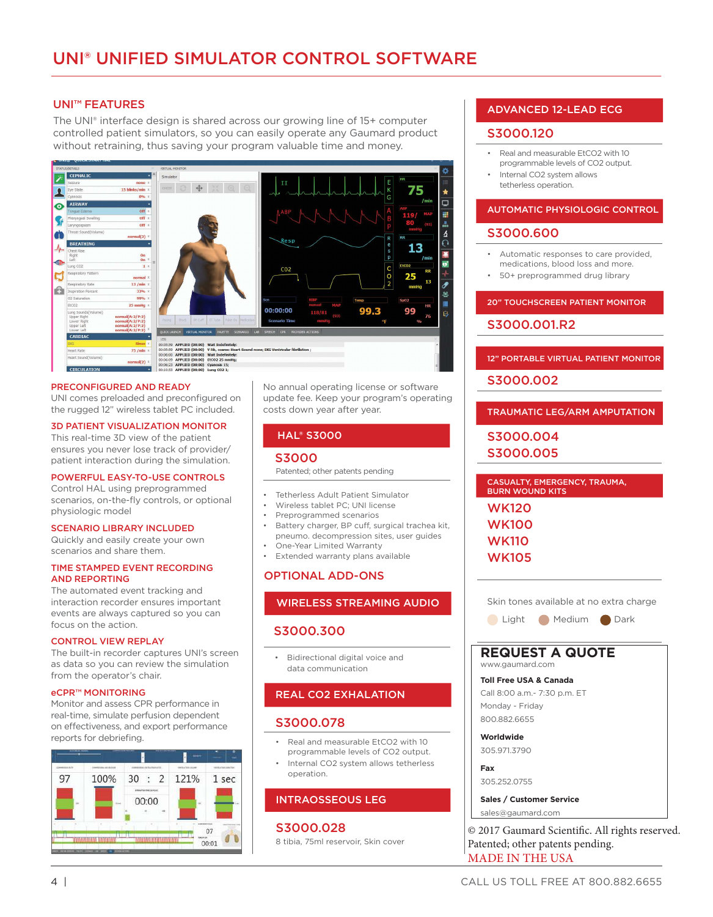# UNI® UNIFIED SIMULATOR CONTROL SOFTWARE

## UNI™ FEATURES

The UNI® interface design is shared across our growing line of 15+ computer controlled patient simulators, so you can easily operate any Gaumard product without retraining, thus saving your program valuable time and money.

### PRECONFIGURED AND READY

UNI comes preloaded and preconfigured on the rugged 12" wireless tablet PC included.

### 3D PATIENT VISUALIZATION MONITOR

This real-time 3D view of the patient ensures you never lose track of provider/patient interaction during the simulation.

### POWERFUL EASY-TO-USE CONTROLS

Control HAL using preprogrammed scenarios, on-the-fly controls, or optional physiologic model

### SCENARIO LIBRARY INCLUDED

Quickly and easily create your own scenarios and share them.

### TIME STAMPED EVENT RECORDING AND REPORTING

The automated event tracking and interaction recorder ensures important events are always captured so you can focus on the action.

### CONTROL VIEW REPLAY

The built-in recorder captures UNI's screen as data so you can review the simulation from the operator's chair.

### eCPR™ MONITORING

Monitor and assess CPR performance in real-time, simulate perfusion dependent on effectiveness, and export performance reports for debriefing.

No annual operating license or software update fee. Keep your program's operating costs down year after year.

## HAL® S3000

### S3000

Patented; other patents pending

- Tetherless Adult Patient Simulator
- Wireless tablet PC; UNI license
- Preprogrammed scenarios
- Battery charger, BP cuff, surgical trachea kit, pneumo. decompression sites, user guides
- One-Year Limited Warranty
- Extended warranty plans available

## OPTIONAL ADD-ONS

### WIRELESS STREAMING AUDIO

### S3000.300

- Bidirectional digital voice and data communication

### REAL CO2 EXHALATION

### S3000.078

- Real and measurable EtCO2 with 10 programmable levels of CO2 output.
- Internal CO2 system allows tetherless operation.

### INTRAOSSEOUS LEG

### S3000.028

8 tibia, 75ml reservoir, Skin cover

### ADVANCED 12-LEAD ECG

### S3000.120

- Real and measurable EtCO2 with 10 programmable levels of CO2 output.
- Internal CO2 system allows tetherless operation.

### AUTOMATIC PHYSIOLOGIC CONTROL

### S3000.600

- Automatic responses to care provided, medications, blood loss and more.
- 50+ preprogrammed drug library

### 20" TOUCHSCREEN PATIENT MONITOR

### S3000.001.R2

### 12" PORTABLE VIRTUAL PATIENT MONITOR

### S3000.002

### TRAUMATIC LEG/ARM AMPUTATION

### S3000.004
### S3000.005

### CASUALTY, EMERGENCY, TRAUMA, BURN WOUND KITS

### WK120
### WK100
### WK110
### WK105

Skin tones available at no extra charge

Light  Medium  Dark

## REQUEST A QUOTE

www.gaumard.com

**Toll Free USA & Canada**

Call 8:00 a.m.- 7:30 p.m. ET

Monday - Friday

800.882.6655

**Worldwide**

305.971.3790

**Fax**

305.252.0755

**Sales / Customer Service**

sales@gaumard.com

© 2017 Gaumard Scientific. All rights reserved.
Patented; other patents pending.
MADE IN THE USA

CALL US TOLL FREE AT 800.882.6655